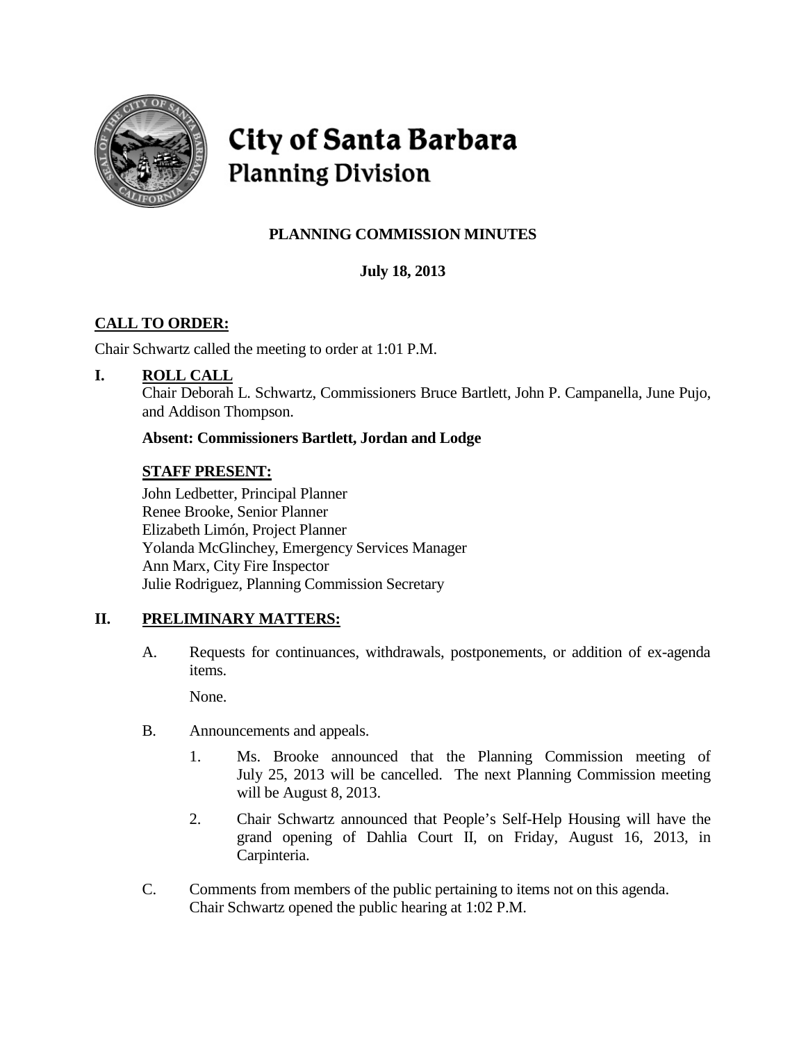# City of Santa Barbara
## Planning Division

**PLANNING COMMISSION MINUTES**

**July 18, 2013**

**CALL TO ORDER:**

Chair Schwartz called the meeting to order at 1:01 P.M.

**I. ROLL CALL**

Chair Deborah L. Schwartz, Commissioners Bruce Bartlett, John P. Campanella, June Pujo, and Addison Thompson.

**Absent: Commissioners Bartlett, Jordan and Lodge**

**STAFF PRESENT:**

John Ledbetter, Principal Planner
Renee Brooke, Senior Planner
Elizabeth Limón, Project Planner
Yolanda McGlinchey, Emergency Services Manager
Ann Marx, City Fire Inspector
Julie Rodriguez, Planning Commission Secretary

**II. PRELIMINARY MATTERS:**

A. Requests for continuances, withdrawals, postponements, or addition of ex-agenda items.

None.

B. Announcements and appeals.

1. Ms. Brooke announced that the Planning Commission meeting of July 25, 2013 will be cancelled. The next Planning Commission meeting will be August 8, 2013.

2. Chair Schwartz announced that People's Self-Help Housing will have the grand opening of Dahlia Court II, on Friday, August 16, 2013, in Carpinteria.

C. Comments from members of the public pertaining to items not on this agenda.
Chair Schwartz opened the public hearing at 1:02 P.M.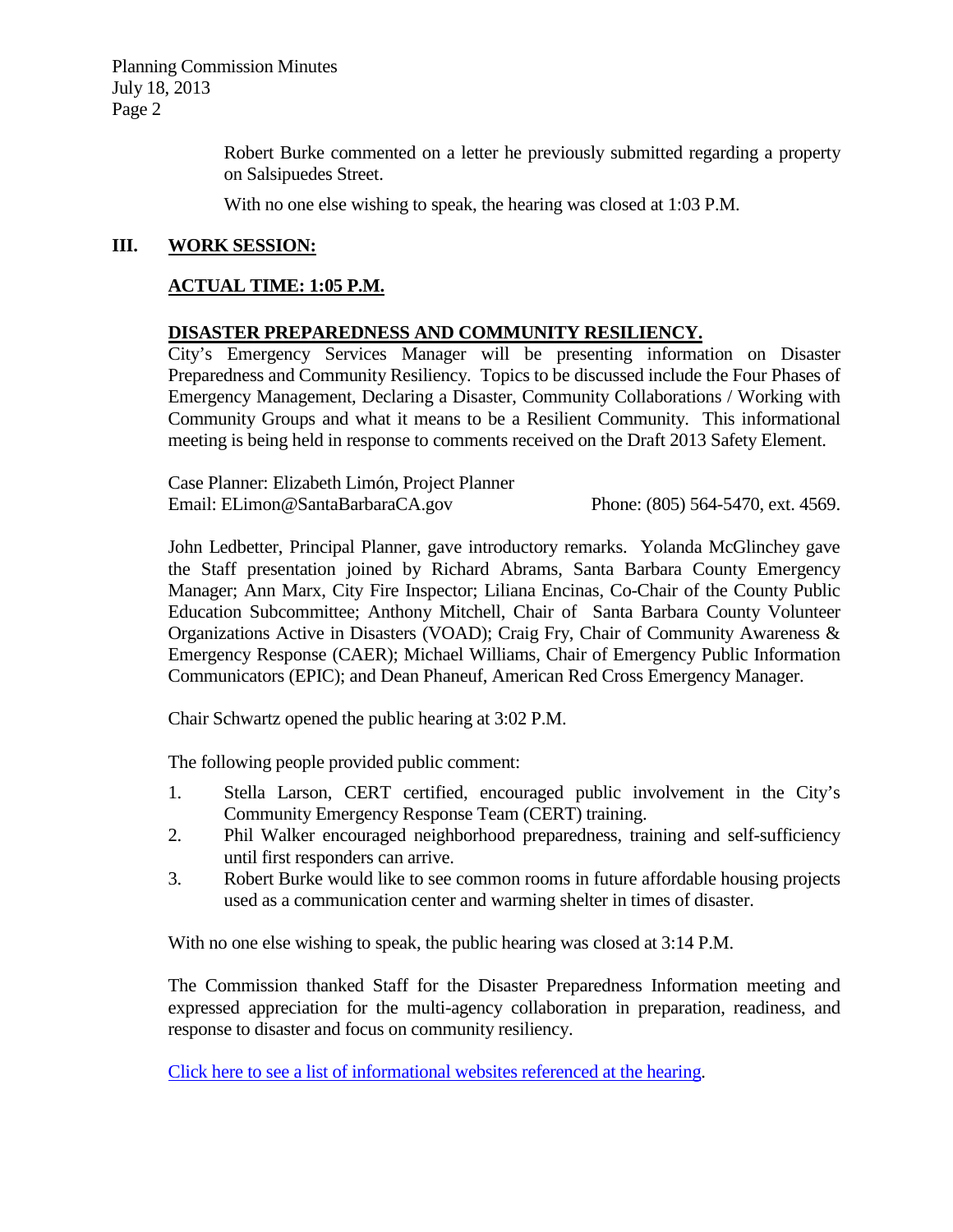Robert Burke commented on a letter he previously submitted regarding a property on Salsipuedes Street.

With no one else wishing to speak, the hearing was closed at 1:03 P.M.

## III. WORK SESSION:

**ACTUAL TIME: 1:05 P.M.**

**DISASTER PREPAREDNESS AND COMMUNITY RESILIENCY.**

City's Emergency Services Manager will be presenting information on Disaster Preparedness and Community Resiliency. Topics to be discussed include the Four Phases of Emergency Management, Declaring a Disaster, Community Collaborations / Working with Community Groups and what it means to be a Resilient Community. This informational meeting is being held in response to comments received on the Draft 2013 Safety Element.

Case Planner: Elizabeth Limón, Project Planner
Email: ELimon@SantaBarbaraCA.gov Phone: (805) 564-5470, ext. 4569.

John Ledbetter, Principal Planner, gave introductory remarks. Yolanda McGlinchey gave the Staff presentation joined by Richard Abrams, Santa Barbara County Emergency Manager; Ann Marx, City Fire Inspector; Liliana Encinas, Co-Chair of the County Public Education Subcommittee; Anthony Mitchell, Chair of Santa Barbara County Volunteer Organizations Active in Disasters (VOAD); Craig Fry, Chair of Community Awareness & Emergency Response (CAER); Michael Williams, Chair of Emergency Public Information Communicators (EPIC); and Dean Phaneuf, American Red Cross Emergency Manager.

Chair Schwartz opened the public hearing at 3:02 P.M.

The following people provided public comment:

1. Stella Larson, CERT certified, encouraged public involvement in the City's Community Emergency Response Team (CERT) training.
2. Phil Walker encouraged neighborhood preparedness, training and self-sufficiency until first responders can arrive.
3. Robert Burke would like to see common rooms in future affordable housing projects used as a communication center and warming shelter in times of disaster.

With no one else wishing to speak, the public hearing was closed at 3:14 P.M.

The Commission thanked Staff for the Disaster Preparedness Information meeting and expressed appreciation for the multi-agency collaboration in preparation, readiness, and response to disaster and focus on community resiliency.

Click here to see a list of informational websites referenced at the hearing.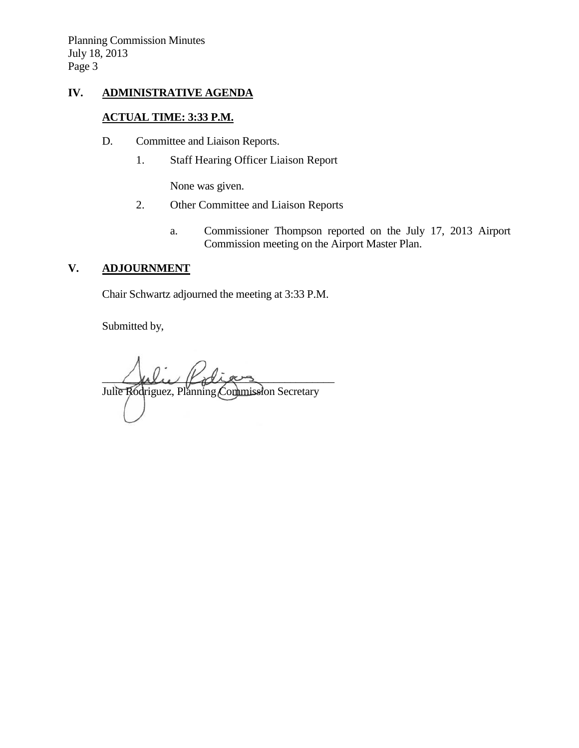## IV. ADMINISTRATIVE AGENDA

**ACTUAL TIME: 3:33 P.M.**

D. Committee and Liaison Reports.

1. Staff Hearing Officer Liaison Report

   None was given.

2. Other Committee and Liaison Reports

   a. Commissioner Thompson reported on the July 17, 2013 Airport Commission meeting on the Airport Master Plan.

## V. ADJOURNMENT

Chair Schwartz adjourned the meeting at 3:33 P.M.

Submitted by,

\_\_\_\_\_\_\_\_\_\_\_\_\_\_\_\_\_\_\_\_\_\_\_\_\_\_\_\_\_\_\_\_\_\_\_\_

Julie Rodriguez, Planning Commission Secretary